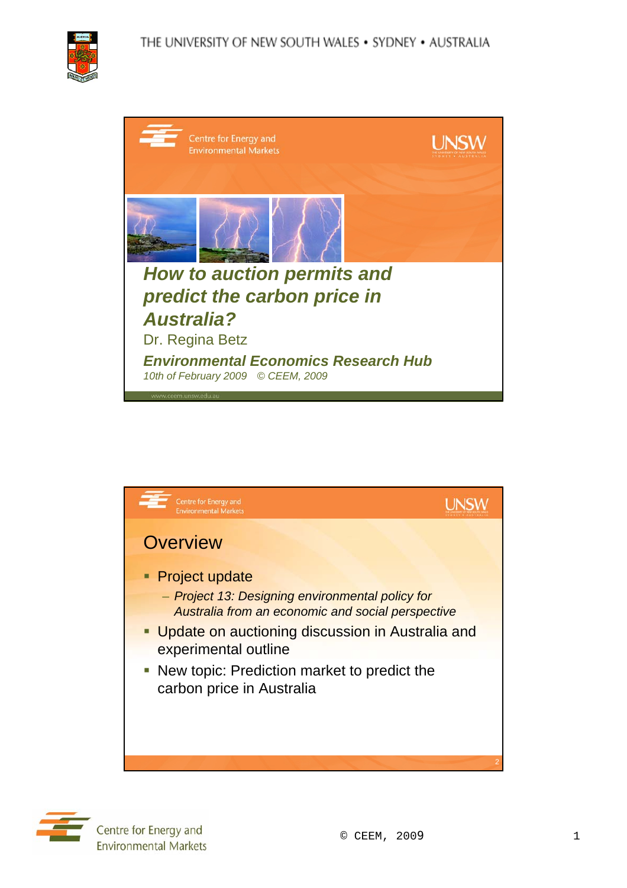## How to auction permits and predict the carbon price in Australia?

Dr. Regina Betz

***Environmental Economics Research Hub***

*10th of February 2009 © CEEM, 2009*

## Overview

- Project update
  - *Project 13: Designing environmental policy for Australia from an economic and social perspective*
- Update on auctioning discussion in Australia and experimental outline
- New topic: Prediction market to predict the carbon price in Australia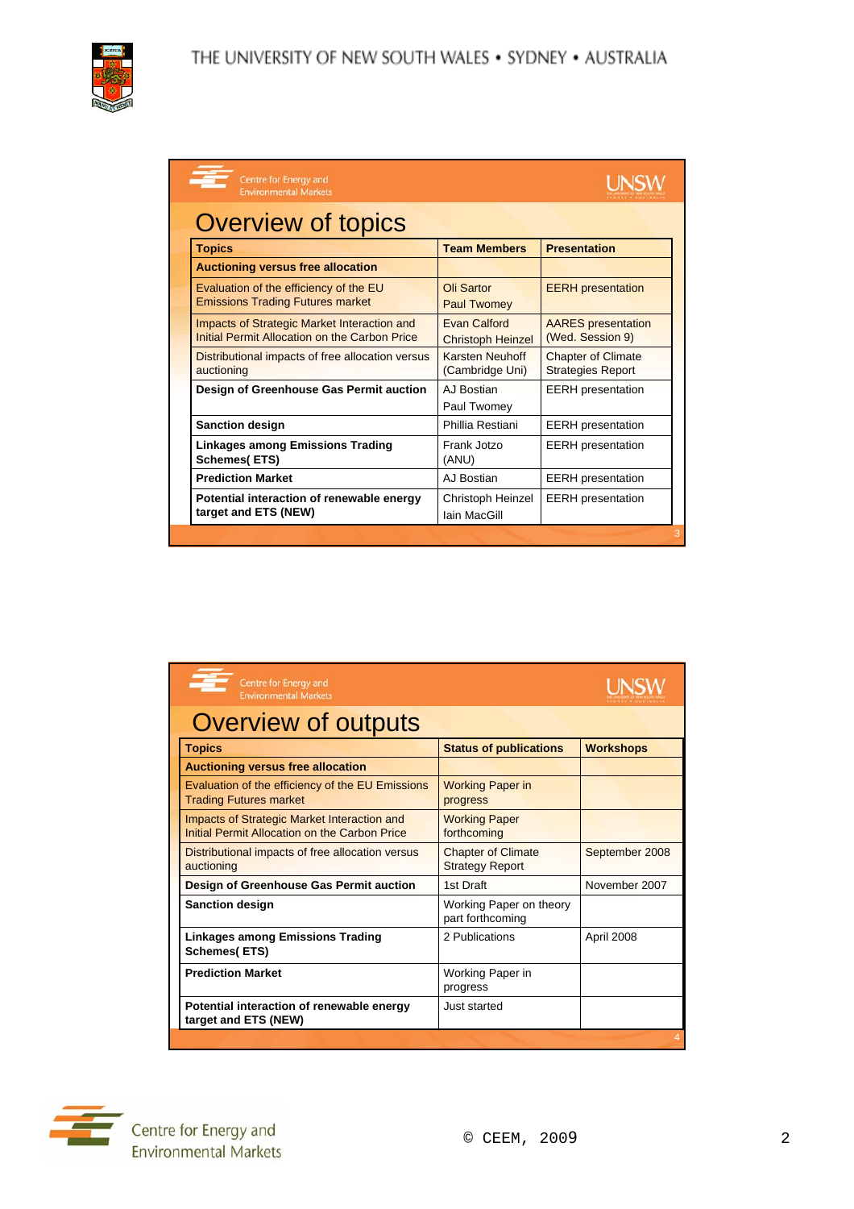## Overview of topics

| Topics | Team Members | Presentation |
|---|---|---|
| **Auctioning versus free allocation** | | |
| Evaluation of the efficiency of the EU Emissions Trading Futures market | Oli Sartor<br>Paul Twomey | EERH presentation |
| Impacts of Strategic Market Interaction and Initial Permit Allocation on the Carbon Price | Evan Calford<br>Christoph Heinzel | AARES presentation (Wed. Session 9) |
| Distributional impacts of free allocation versus auctioning | Karsten Neuhoff (Cambridge Uni) | Chapter of Climate Strategies Report |
| **Design of Greenhouse Gas Permit auction** | AJ Bostian<br>Paul Twomey | EERH presentation |
| **Sanction design** | Phillia Restiani | EERH presentation |
| **Linkages among Emissions Trading Schemes( ETS)** | Frank Jotzo (ANU) | EERH presentation |
| **Prediction Market** | AJ Bostian | EERH presentation |
| **Potential interaction of renewable energy target and ETS (NEW)** | Christoph Heinzel<br>Iain MacGill | EERH presentation |

## Overview of outputs

| Topics | Status of publications | Workshops |
|---|---|---|
| **Auctioning versus free allocation** | | |
| Evaluation of the efficiency of the EU Emissions Trading Futures market | Working Paper in progress | |
| Impacts of Strategic Market Interaction and Initial Permit Allocation on the Carbon Price | Working Paper forthcoming | |
| Distributional impacts of free allocation versus auctioning | Chapter of Climate Strategy Report | September 2008 |
| **Design of Greenhouse Gas Permit auction** | 1st Draft | November 2007 |
| **Sanction design** | Working Paper on theory part forthcoming | |
| **Linkages among Emissions Trading Schemes( ETS)** | 2 Publications | April 2008 |
| **Prediction Market** | Working Paper in progress | |
| **Potential interaction of renewable energy target and ETS (NEW)** | Just started | |

© CEEM, 2009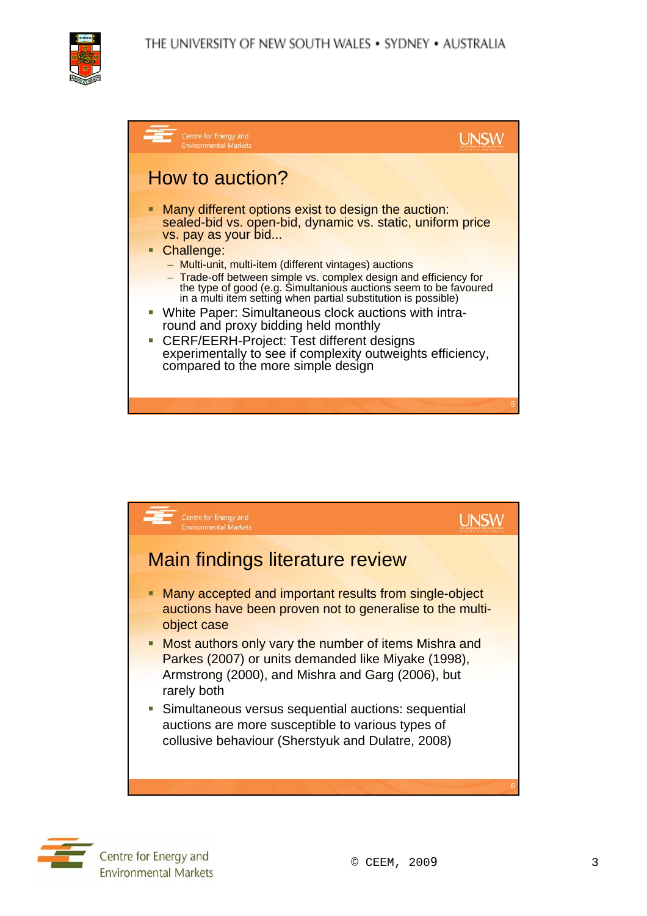## How to auction?

- Many different options exist to design the auction: sealed-bid vs. open-bid, dynamic vs. static, uniform price vs. pay as your bid...
- Challenge:
  - Multi-unit, multi-item (different vintages) auctions
  - Trade-off between simple vs. complex design and efficiency for the type of good (e.g. Simultanious auctions seem to be favoured in a multi item setting when partial substitution is possible)
- White Paper: Simultaneous clock auctions with intra-round and proxy bidding held monthly
- CERF/EERH-Project: Test different designs experimentally to see if complexity outweights efficiency, compared to the more simple design

## Main findings literature review

- Many accepted and important results from single-object auctions have been proven not to generalise to the multi-object case
- Most authors only vary the number of items Mishra and Parkes (2007) or units demanded like Miyake (1998), Armstrong (2000), and Mishra and Garg (2006), but rarely both
- Simultaneous versus sequential auctions: sequential auctions are more susceptible to various types of collusive behaviour (Sherstyuk and Dulatre, 2008)

© CEEM, 2009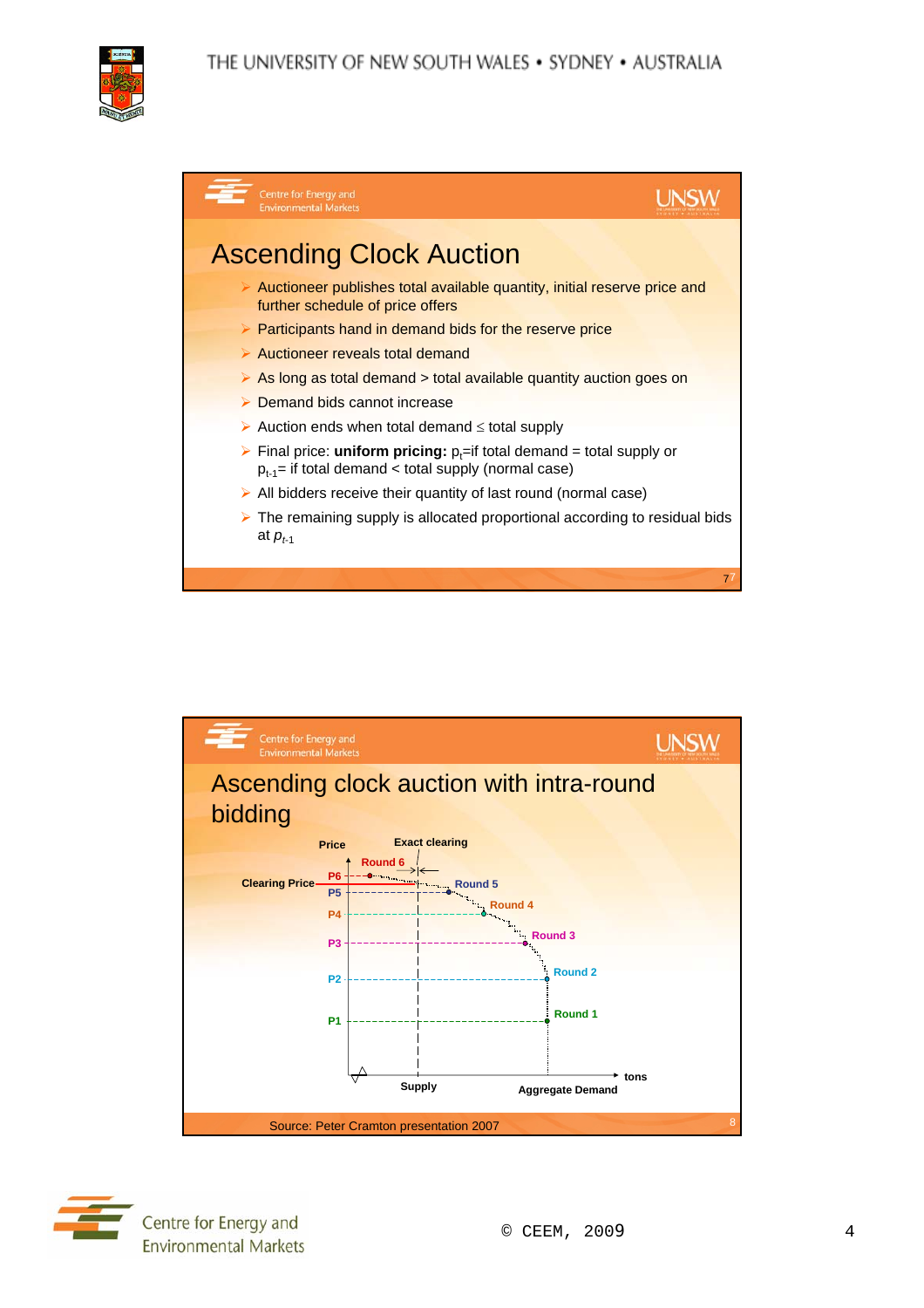## Ascending Clock Auction

- Auctioneer publishes total available quantity, initial reserve price and further schedule of price offers
- Participants hand in demand bids for the reserve price
- Auctioneer reveals total demand
- As long as total demand > total available quantity auction goes on
- Demand bids cannot increase
- Auction ends when total demand ≤ total supply
- Final price: **uniform pricing:** $p_t$=if total demand = total supply or $p_{t-1}$= if total demand < total supply (normal case)
- All bidders receive their quantity of last round (normal case)
- The remaining supply is allocated proportional according to residual bids at $p_{t-1}$

## Ascending clock auction with intra-round bidding

Price

Exact clearing

Round 6

Clearing Price

P6

P5

Round 5

P4

Round 4

P3

Round 3

P2

Round 2

P1

Round 1

tons

Supply

Aggregate Demand

Source: Peter Cramton presentation 2007

© CEEM, 2009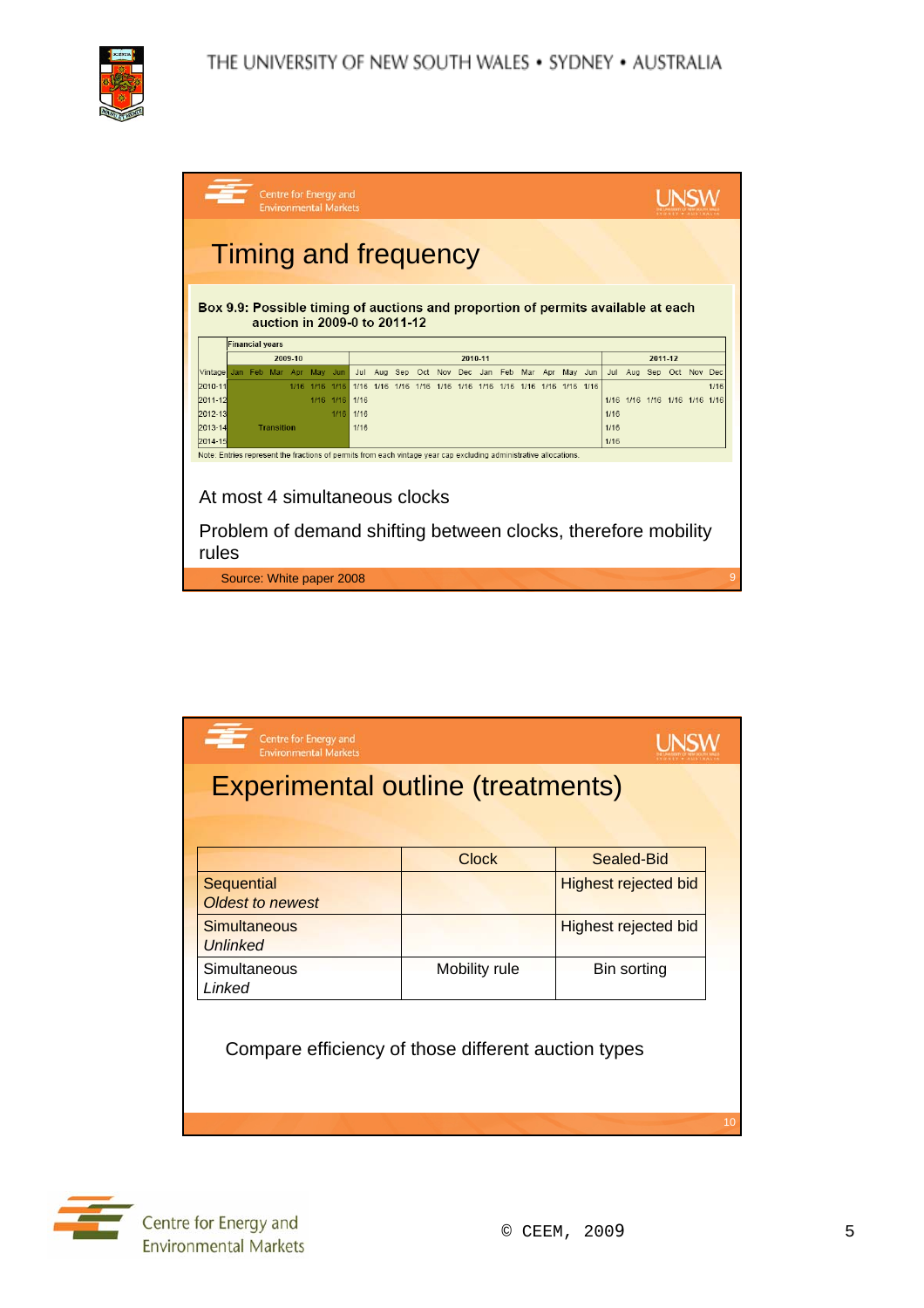## Timing and frequency

**Box 9.9: Possible timing of auctions and proportion of permits available at each auction in 2009-0 to 2011-12**

| | Financial years | | | | | | | | | | | | | | | | | | | | | | | | |
|---|---|---|---|---|---|---|---|---|---|---|---|---|---|---|---|---|---|---|---|---|---|---|---|---|---|
| | 2009-10 | | | | | | 2010-11 | | | | | | | | | | | | 2011-12 | | | | | | |
| Vintage | Jan | Feb | Mar | Apr | May | Jun | Jul | Aug | Sep | Oct | Nov | Dec | Jan | Feb | Mar | Apr | May | Jun | Jul | Aug | Sep | Oct | Nov | Dec |
| 2010-11 | | | | 1/16 | 1/16 | 1/16 | 1/16 | 1/16 | 1/16 | 1/16 | 1/16 | 1/16 | 1/16 | 1/16 | 1/16 | 1/16 | 1/16 | 1/16 | | | | | | 1/16 |
| 2011-12 | | | | | 1/16 | 1/16 | 1/16 | | | | | | | | | | | | 1/16 | 1/16 | 1/16 | 1/16 | 1/16 | 1/16 |
| 2012-13 | | | | | | 1/16 | 1/16 | | | | | | | | | | | | 1/16 | | | | | |
| 2013-14 | | Transition | | | | | 1/16 | | | | | | | | | | | | 1/16 | | | | | |
| 2014-15 | | | | | | | | | | | | | | | | | | | 1/16 | | | | | |

Note: Entries represent the fractions of permits from each vintage year cap excluding administrative allocations.

At most 4 simultaneous clocks

Problem of demand shifting between clocks, therefore mobility rules

Source: White paper 2008

## Experimental outline (treatments)

| | Clock | Sealed-Bid |
|---|---|---|
| Sequential *Oldest to newest* | | Highest rejected bid |
| Simultaneous *Unlinked* | | Highest rejected bid |
| Simultaneous *Linked* | Mobility rule | Bin sorting |

Compare efficiency of those different auction types

© CEEM, 2009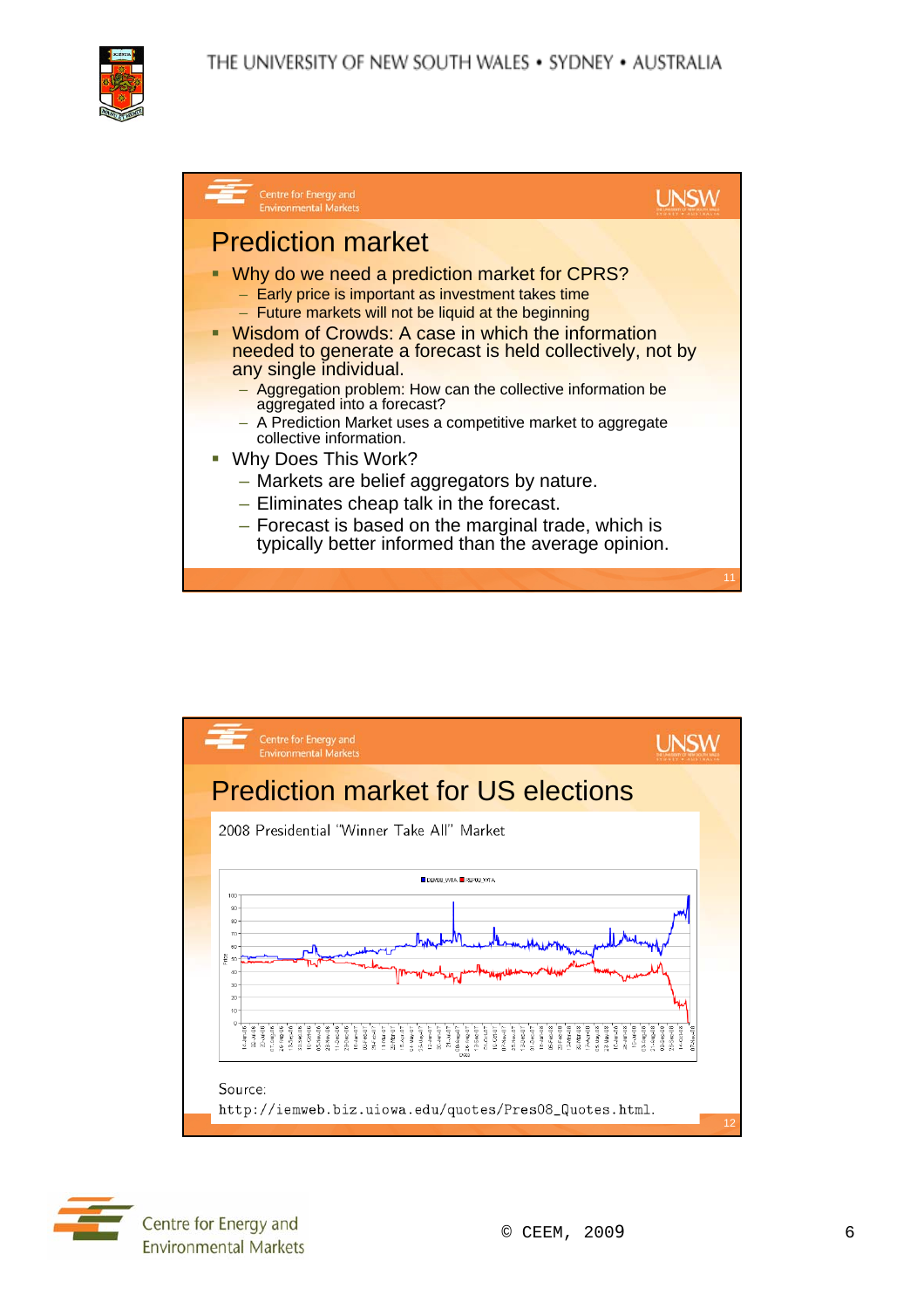## Prediction market

- Why do we need a prediction market for CPRS?
  - Early price is important as investment takes time
  - Future markets will not be liquid at the beginning
- Wisdom of Crowds: A case in which the information needed to generate a forecast is held collectively, not by any single individual.
  - Aggregation problem: How can the collective information be aggregated into a forecast?
  - A Prediction Market uses a competitive market to aggregate collective information.
- Why Does This Work?
  - Markets are belief aggregators by nature.
  - Eliminates cheap talk in the forecast.
  - Forecast is based on the marginal trade, which is typically better informed than the average opinion.

## Prediction market for US elections

2008 Presidential "Winner Take All" Market

DEM08_WTA REP08_WTA

Price

100
90
80
70
60
50
40
30
20
10
0

Date

Source:

http://iemweb.biz.uiowa.edu/quotes/Pres08_Quotes.html.

© CEEM, 2009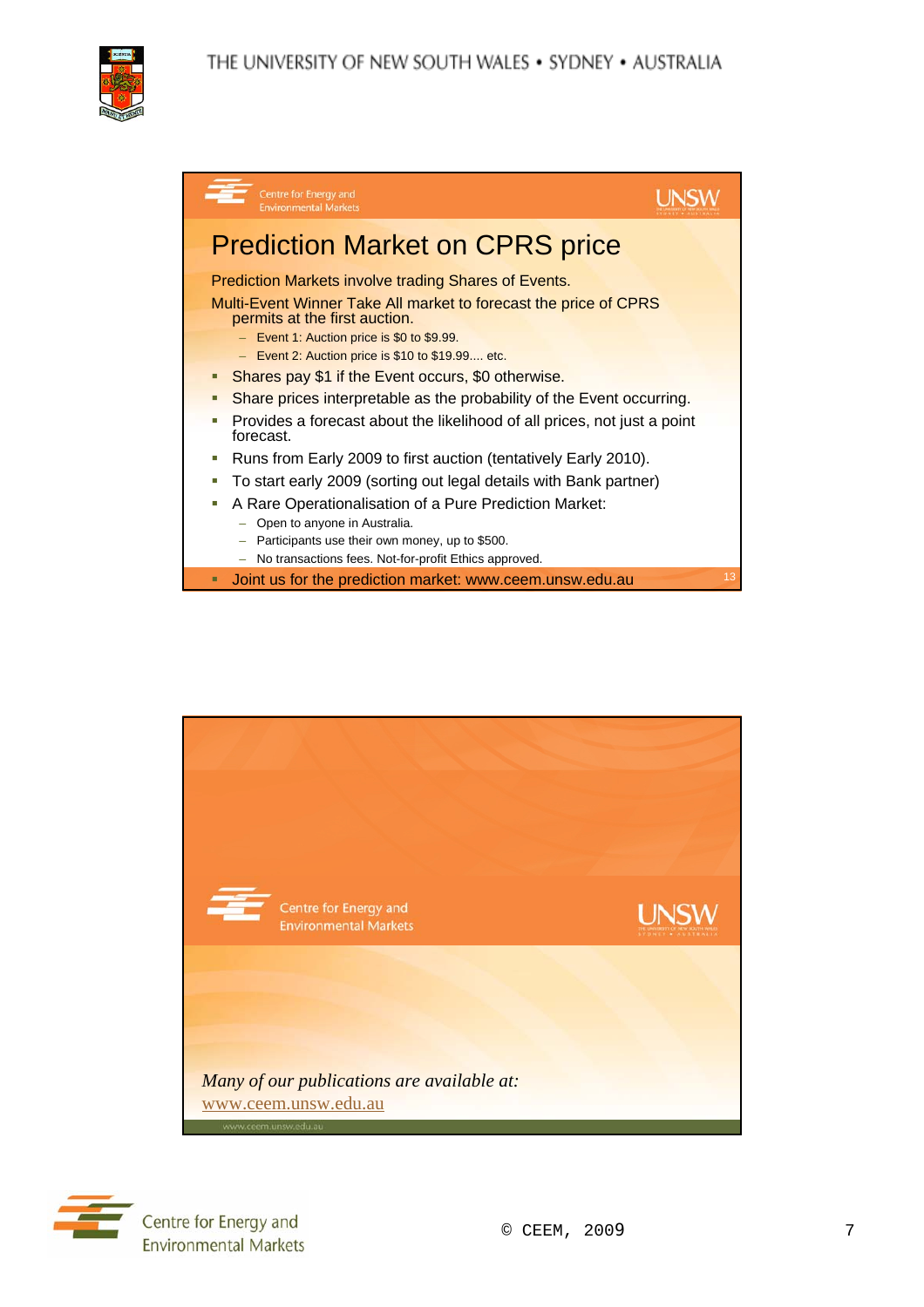## Prediction Market on CPRS price

Prediction Markets involve trading Shares of Events.

Multi-Event Winner Take All market to forecast the price of CPRS permits at the first auction.

- Event 1: Auction price is $0 to $9.99.
- Event 2: Auction price is $10 to $19.99.... etc.

- Shares pay $1 if the Event occurs, $0 otherwise.
- Share prices interpretable as the probability of the Event occurring.
- Provides a forecast about the likelihood of all prices, not just a point forecast.
- Runs from Early 2009 to first auction (tentatively Early 2010).
- To start early 2009 (sorting out legal details with Bank partner)
- A Rare Operationalisation of a Pure Prediction Market:
  - Open to anyone in Australia.
  - Participants use their own money, up to $500.
  - No transactions fees. Not-for-profit Ethics approved.
- Joint us for the prediction market: www.ceem.unsw.edu.au

Centre for Energy and Environmental Markets

*Many of our publications are available at:*
www.ceem.unsw.edu.au